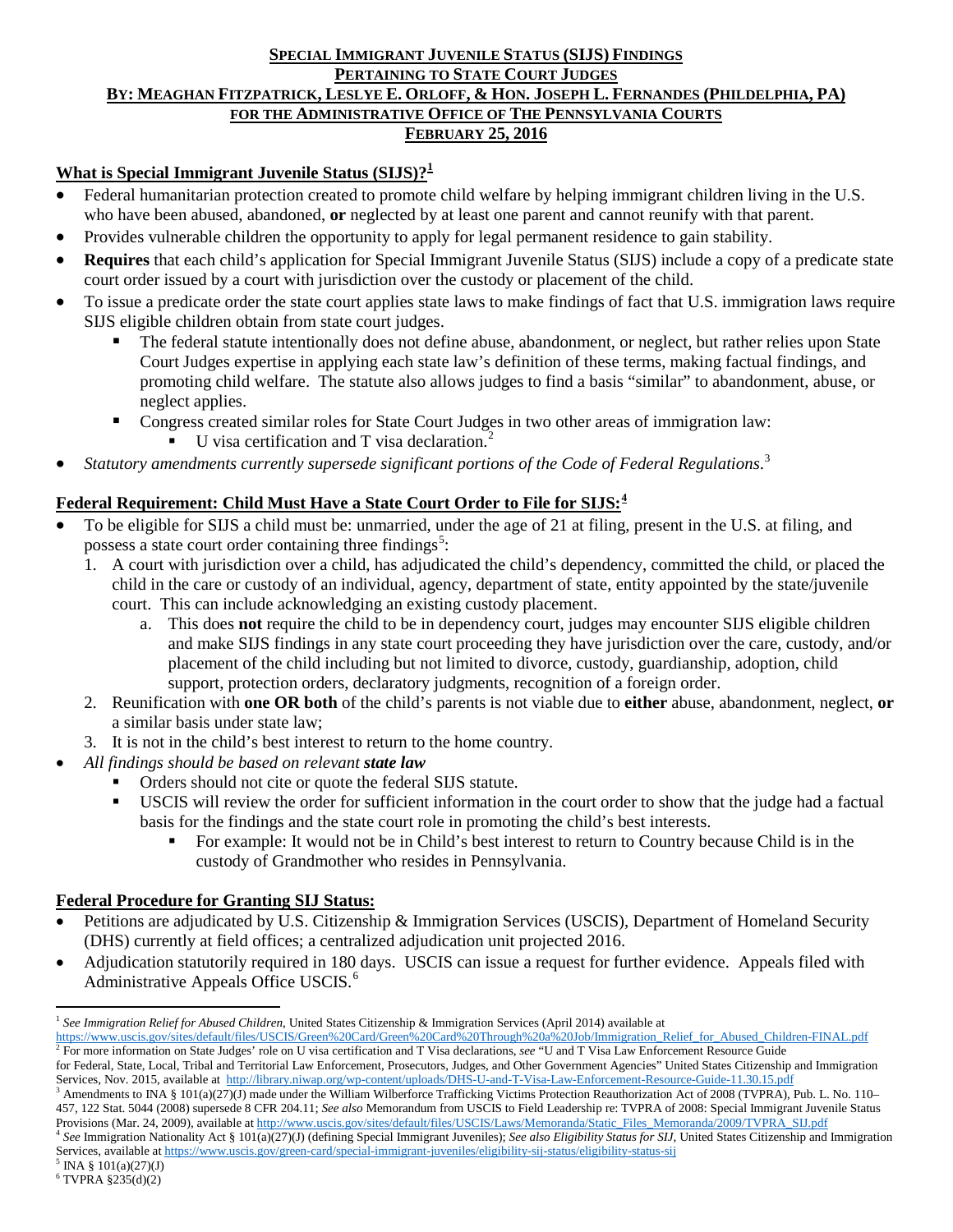**SPECIAL IMMIGRANT JUVENILE STATUS (SIJS) FINDINGS**
**PERTAINING TO STATE COURT JUDGES**
**BY: MEAGHAN FITZPATRICK, LESLYE E. ORLOFF, & HON. JOSEPH L. FERNANDES (PHILDELPHIA, PA)**
**FOR THE ADMINISTRATIVE OFFICE OF THE PENNSYLVANIA COURTS**
**FEBRUARY 25, 2016**

## What is Special Immigrant Juvenile Status (SIJS)?[1]

- Federal humanitarian protection created to promote child welfare by helping immigrant children living in the U.S. who have been abused, abandoned, **or** neglected by at least one parent and cannot reunify with that parent.
- Provides vulnerable children the opportunity to apply for legal permanent residence to gain stability.
- **Requires** that each child's application for Special Immigrant Juvenile Status (SIJS) include a copy of a predicate state court order issued by a court with jurisdiction over the custody or placement of the child.
- To issue a predicate order the state court applies state laws to make findings of fact that U.S. immigration laws require SIJS eligible children obtain from state court judges.
  - The federal statute intentionally does not define abuse, abandonment, or neglect, but rather relies upon State Court Judges expertise in applying each state law's definition of these terms, making factual findings, and promoting child welfare. The statute also allows judges to find a basis "similar" to abandonment, abuse, or neglect applies.
  - Congress created similar roles for State Court Judges in two other areas of immigration law:
    - U visa certification and T visa declaration.[2]
- *Statutory amendments currently supersede significant portions of the Code of Federal Regulations.*[3]

## Federal Requirement: Child Must Have a State Court Order to File for SIJS:[4]

- To be eligible for SIJS a child must be: unmarried, under the age of 21 at filing, present in the U.S. at filing, and possess a state court order containing three findings[5]:
  1. A court with jurisdiction over a child, has adjudicated the child's dependency, committed the child, or placed the child in the care or custody of an individual, agency, department of state, entity appointed by the state/juvenile court. This can include acknowledging an existing custody placement.
     a. This does **not** require the child to be in dependency court, judges may encounter SIJS eligible children and make SIJS findings in any state court proceeding they have jurisdiction over the care, custody, and/or placement of the child including but not limited to divorce, custody, guardianship, adoption, child support, protection orders, declaratory judgments, recognition of a foreign order.
  2. Reunification with **one OR both** of the child's parents is not viable due to **either** abuse, abandonment, neglect, **or** a similar basis under state law;
  3. It is not in the child's best interest to return to the home country.
- *All findings should be based on relevant **state law***
  - Orders should not cite or quote the federal SIJS statute.
  - USCIS will review the order for sufficient information in the court order to show that the judge had a factual basis for the findings and the state court role in promoting the child's best interests.
    - For example: It would not be in Child's best interest to return to Country because Child is in the custody of Grandmother who resides in Pennsylvania.

## Federal Procedure for Granting SIJ Status:

- Petitions are adjudicated by U.S. Citizenship & Immigration Services (USCIS), Department of Homeland Security (DHS) currently at field offices; a centralized adjudication unit projected 2016.
- Adjudication statutorily required in 180 days. USCIS can issue a request for further evidence. Appeals filed with Administrative Appeals Office USCIS.[6]

---

[1] *See Immigration Relief for Abused Children*, United States Citizenship & Immigration Services (April 2014) available at https://www.uscis.gov/sites/default/files/USCIS/Green%20Card/Green%20Card%20Through%20a%20Job/Immigration_Relief_for_Abused_Children-FINAL.pdf

[2] For more information on State Judges' role on U visa certification and T Visa declarations, *see* "U and T Visa Law Enforcement Resource Guide for Federal, State, Local, Tribal and Territorial Law Enforcement, Prosecutors, Judges, and Other Government Agencies" United States Citizenship and Immigration Services, Nov. 2015, available at http://library.niwap.org/wp-content/uploads/DHS-U-and-T-Visa-Law-Enforcement-Resource-Guide-11.30.15.pdf

[3] Amendments to INA § 101(a)(27)(J) made under the William Wilberforce Trafficking Victims Protection Reauthorization Act of 2008 (TVPRA), Pub. L. No. 110–457, 122 Stat. 5044 (2008) supersede 8 CFR 204.11; *See also* Memorandum from USCIS to Field Leadership re: TVPRA of 2008: Special Immigrant Juvenile Status Provisions (Mar. 24, 2009), available at http://www.uscis.gov/sites/default/files/USCIS/Laws/Memoranda/Static_Files_Memoranda/2009/TVPRA_SIJ.pdf

[4] *See* Immigration Nationality Act § 101(a)(27)(J) (defining Special Immigrant Juveniles); *See also Eligibility Status for SIJ*, United States Citizenship and Immigration Services, available at https://www.uscis.gov/green-card/special-immigrant-juveniles/eligibility-sij-status/eligibility-status-sij

[5] INA § 101(a)(27)(J)

[6] TVPRA §235(d)(2)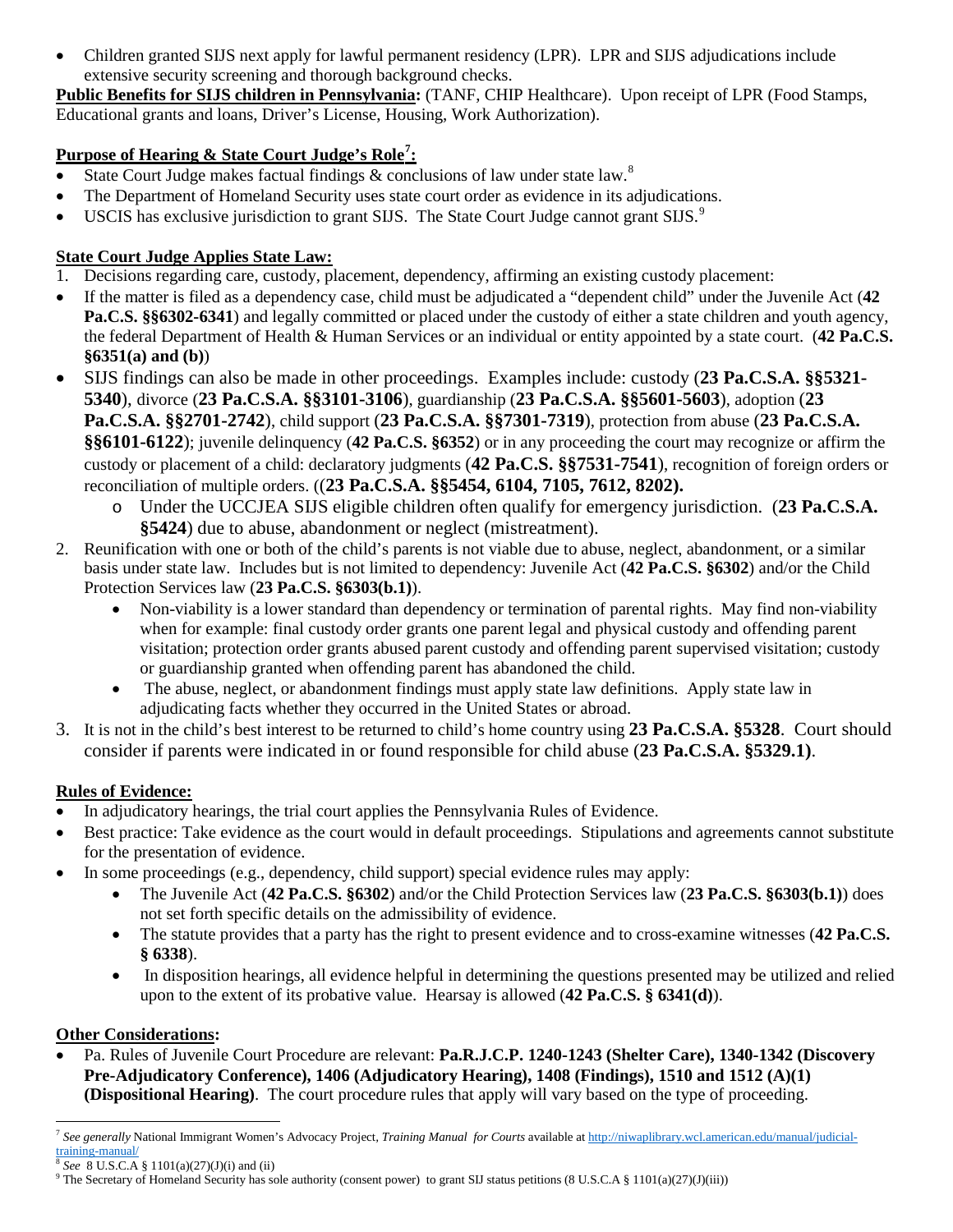- Children granted SIJS next apply for lawful permanent residency (LPR). LPR and SIJS adjudications include extensive security screening and thorough background checks.

**Public Benefits for SIJS children in Pennsylvania:** (TANF, CHIP Healthcare). Upon receipt of LPR (Food Stamps, Educational grants and loans, Driver's License, Housing, Work Authorization).

**Purpose of Hearing & State Court Judge's Role[7]:**

- State Court Judge makes factual findings & conclusions of law under state law.[8]
- The Department of Homeland Security uses state court order as evidence in its adjudications.
- USCIS has exclusive jurisdiction to grant SIJS. The State Court Judge cannot grant SIJS.[9]

**State Court Judge Applies State Law:**

1. Decisions regarding care, custody, placement, dependency, affirming an existing custody placement:

- If the matter is filed as a dependency case, child must be adjudicated a "dependent child" under the Juvenile Act (**42 Pa.C.S. §§6302-6341**) and legally committed or placed under the custody of either a state children and youth agency, the federal Department of Health & Human Services or an individual or entity appointed by a state court. (**42 Pa.C.S. §6351(a) and (b)**)
- SIJS findings can also be made in other proceedings. Examples include: custody (**23 Pa.C.S.A. §§5321-5340**), divorce (**23 Pa.C.S.A. §§3101-3106**), guardianship (**23 Pa.C.S.A. §§5601-5603**), adoption (**23 Pa.C.S.A. §§2701-2742**), child support (**23 Pa.C.S.A. §§7301-7319**), protection from abuse (**23 Pa.C.S.A. §§6101-6122**); juvenile delinquency (**42 Pa.C.S. §6352**) or in any proceeding the court may recognize or affirm the custody or placement of a child: declaratory judgments (**42 Pa.C.S. §§7531-7541**), recognition of foreign orders or reconciliation of multiple orders. ((**23 Pa.C.S.A. §§5454, 6104, 7105, 7612, 8202).**
    - Under the UCCJEA SIJS eligible children often qualify for emergency jurisdiction. (**23 Pa.C.S.A. §5424**) due to abuse, abandonment or neglect (mistreatment).

2. Reunification with one or both of the child's parents is not viable due to abuse, neglect, abandonment, or a similar basis under state law. Includes but is not limited to dependency: Juvenile Act (**42 Pa.C.S. §6302**) and/or the Child Protection Services law (**23 Pa.C.S. §6303(b.1)**).
    - Non-viability is a lower standard than dependency or termination of parental rights. May find non-viability when for example: final custody order grants one parent legal and physical custody and offending parent visitation; protection order grants abused parent custody and offending parent supervised visitation; custody or guardianship granted when offending parent has abandoned the child.
    - The abuse, neglect, or abandonment findings must apply state law definitions. Apply state law in adjudicating facts whether they occurred in the United States or abroad.
3. It is not in the child's best interest to be returned to child's home country using **23 Pa.C.S.A. §5328**. Court should consider if parents were indicated in or found responsible for child abuse (**23 Pa.C.S.A. §5329.1)**.

**Rules of Evidence:**

- In adjudicatory hearings, the trial court applies the Pennsylvania Rules of Evidence.
- Best practice: Take evidence as the court would in default proceedings. Stipulations and agreements cannot substitute for the presentation of evidence.
- In some proceedings (e.g., dependency, child support) special evidence rules may apply:
    - The Juvenile Act (**42 Pa.C.S. §6302**) and/or the Child Protection Services law (**23 Pa.C.S. §6303(b.1)**) does not set forth specific details on the admissibility of evidence.
    - The statute provides that a party has the right to present evidence and to cross-examine witnesses (**42 Pa.C.S. § 6338**).
    - In disposition hearings, all evidence helpful in determining the questions presented may be utilized and relied upon to the extent of its probative value. Hearsay is allowed (**42 Pa.C.S. § 6341(d)**).

**Other Considerations:**

- Pa. Rules of Juvenile Court Procedure are relevant: **Pa.R.J.C.P. 1240-1243 (Shelter Care), 1340-1342 (Discovery Pre-Adjudicatory Conference), 1406 (Adjudicatory Hearing), 1408 (Findings), 1510 and 1512 (A)(1) (Dispositional Hearing)**. The court procedure rules that apply will vary based on the type of proceeding.

---

[7] *See generally* National Immigrant Women's Advocacy Project, *Training Manual for Courts* available at http://niwaplibrary.wcl.american.edu/manual/judicial-training-manual/

[8] *See* 8 U.S.C.A § 1101(a)(27)(J)(i) and (ii)

[9] The Secretary of Homeland Security has sole authority (consent power) to grant SIJ status petitions (8 U.S.C.A § 1101(a)(27)(J)(iii))